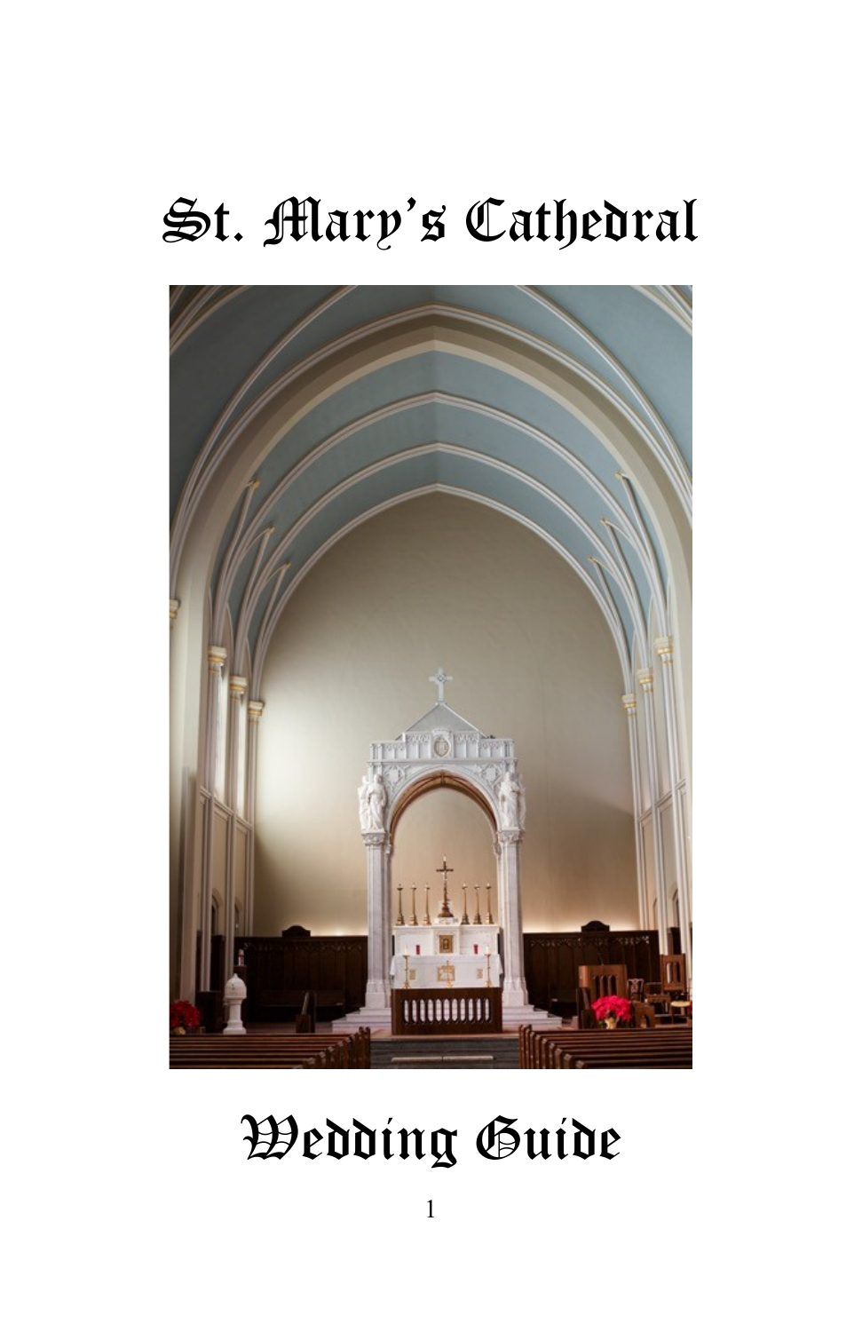# St. Mary's Cathedral

# Wedding Guide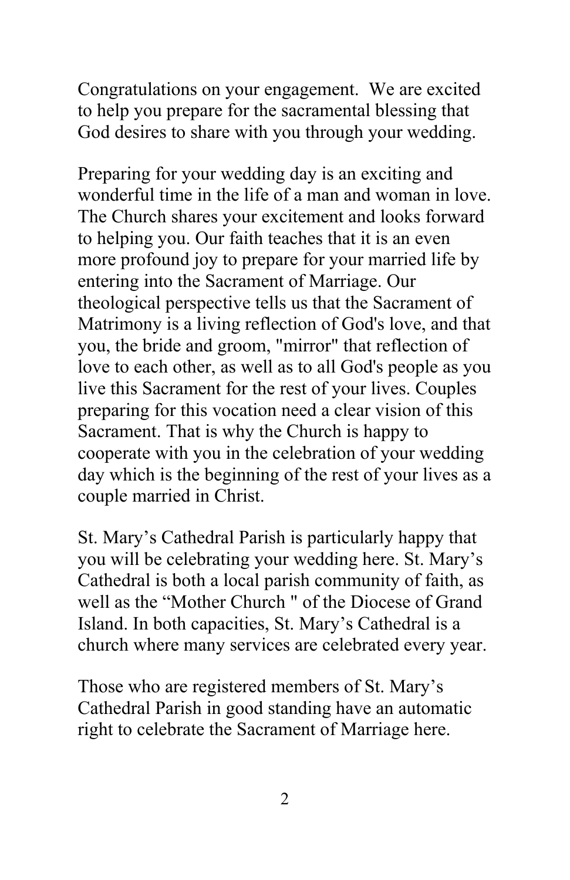Congratulations on your engagement. We are excited to help you prepare for the sacramental blessing that God desires to share with you through your wedding.

Preparing for your wedding day is an exciting and wonderful time in the life of a man and woman in love. The Church shares your excitement and looks forward to helping you. Our faith teaches that it is an even more profound joy to prepare for your married life by entering into the Sacrament of Marriage. Our theological perspective tells us that the Sacrament of Matrimony is a living reflection of God's love, and that you, the bride and groom, "mirror" that reflection of love to each other, as well as to all God's people as you live this Sacrament for the rest of your lives. Couples preparing for this vocation need a clear vision of this Sacrament. That is why the Church is happy to cooperate with you in the celebration of your wedding day which is the beginning of the rest of your lives as a couple married in Christ.

St. Mary's Cathedral Parish is particularly happy that you will be celebrating your wedding here. St. Mary's Cathedral is both a local parish community of faith, as well as the "Mother Church " of the Diocese of Grand Island. In both capacities, St. Mary's Cathedral is a church where many services are celebrated every year.

Those who are registered members of St. Mary's Cathedral Parish in good standing have an automatic right to celebrate the Sacrament of Marriage here.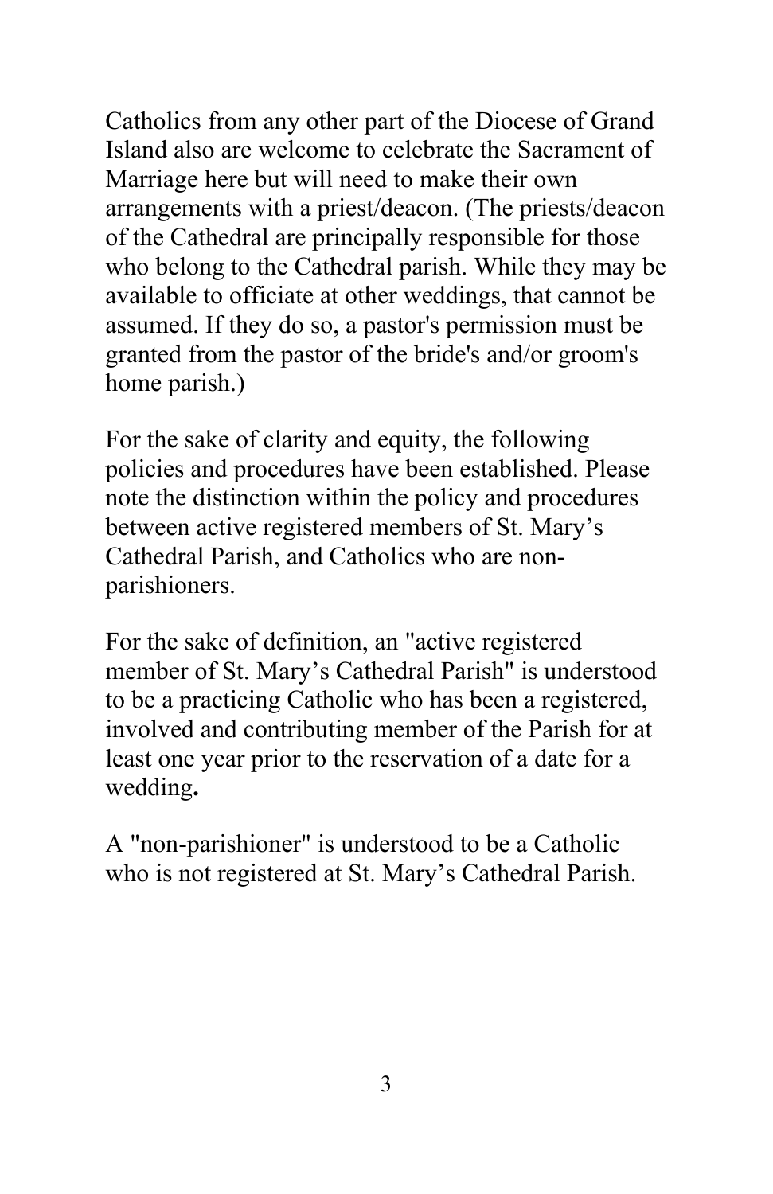Catholics from any other part of the Diocese of Grand Island also are welcome to celebrate the Sacrament of Marriage here but will need to make their own arrangements with a priest/deacon. (The priests/deacon of the Cathedral are principally responsible for those who belong to the Cathedral parish. While they may be available to officiate at other weddings, that cannot be assumed. If they do so, a pastor's permission must be granted from the pastor of the bride's and/or groom's home parish.)

For the sake of clarity and equity, the following policies and procedures have been established. Please note the distinction within the policy and procedures between active registered members of St. Mary's Cathedral Parish, and Catholics who are non-parishioners.

For the sake of definition, an "active registered member of St. Mary's Cathedral Parish" is understood to be a practicing Catholic who has been a registered, involved and contributing member of the Parish for at least one year prior to the reservation of a date for a wedding.

A "non-parishioner" is understood to be a Catholic who is not registered at St. Mary's Cathedral Parish.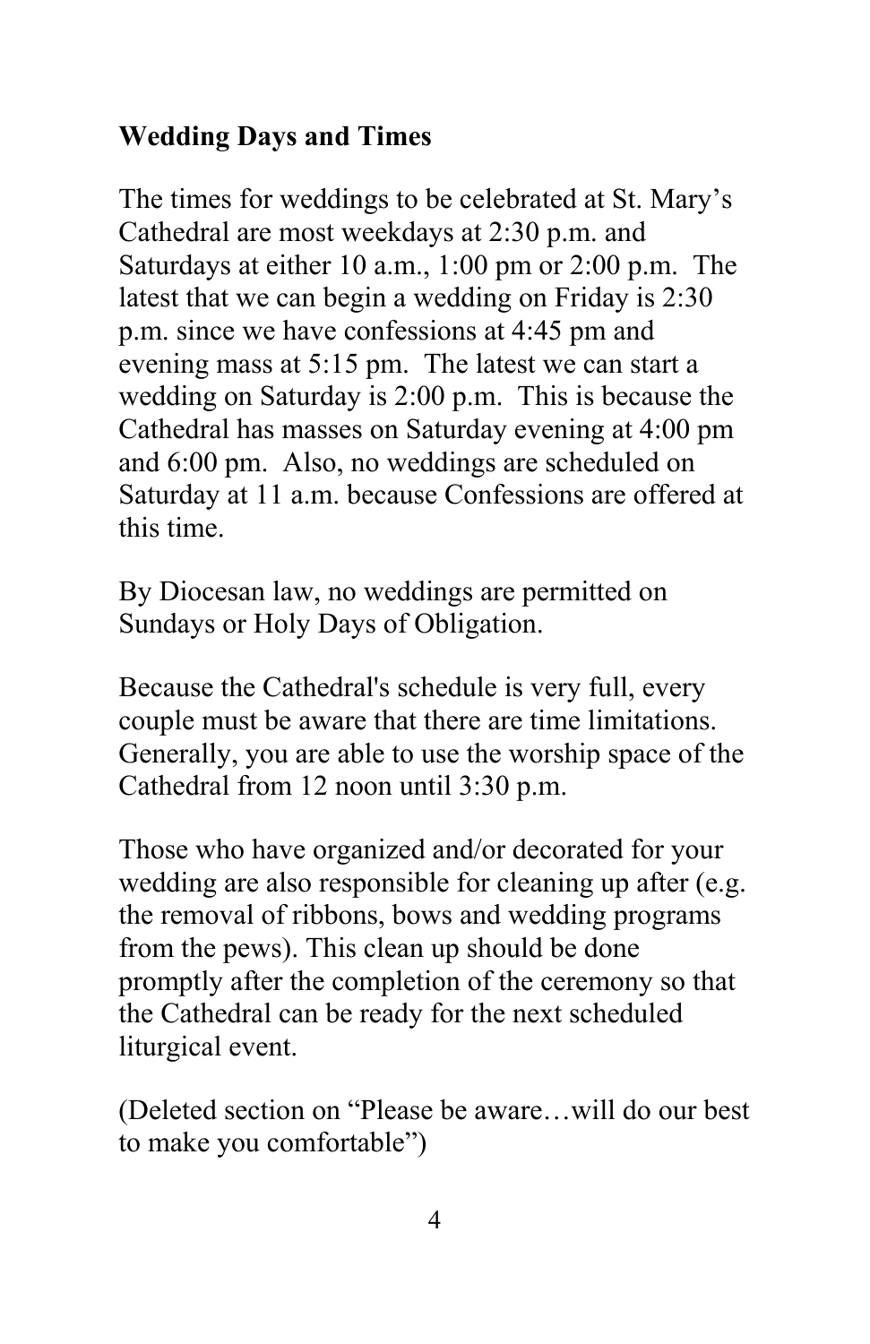**Wedding Days and Times**

The times for weddings to be celebrated at St. Mary's Cathedral are most weekdays at 2:30 p.m. and Saturdays at either 10 a.m., 1:00 pm or 2:00 p.m. The latest that we can begin a wedding on Friday is 2:30 p.m. since we have confessions at 4:45 pm and evening mass at 5:15 pm. The latest we can start a wedding on Saturday is 2:00 p.m. This is because the Cathedral has masses on Saturday evening at 4:00 pm and 6:00 pm. Also, no weddings are scheduled on Saturday at 11 a.m. because Confessions are offered at this time.

By Diocesan law, no weddings are permitted on Sundays or Holy Days of Obligation.

Because the Cathedral's schedule is very full, every couple must be aware that there are time limitations. Generally, you are able to use the worship space of the Cathedral from 12 noon until 3:30 p.m.

Those who have organized and/or decorated for your wedding are also responsible for cleaning up after (e.g. the removal of ribbons, bows and wedding programs from the pews). This clean up should be done promptly after the completion of the ceremony so that the Cathedral can be ready for the next scheduled liturgical event.

(Deleted section on "Please be aware…will do our best to make you comfortable")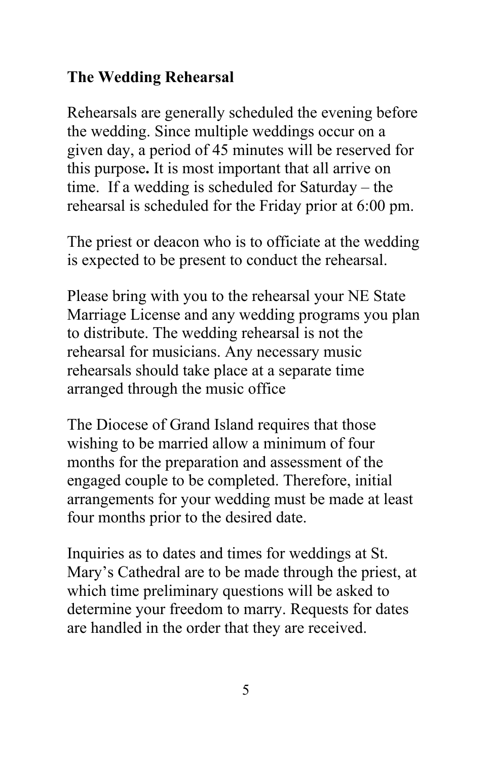**The Wedding Rehearsal**

Rehearsals are generally scheduled the evening before the wedding. Since multiple weddings occur on a given day, a period of 45 minutes will be reserved for this purpose**.** It is most important that all arrive on time. If a wedding is scheduled for Saturday – the rehearsal is scheduled for the Friday prior at 6:00 pm.

The priest or deacon who is to officiate at the wedding is expected to be present to conduct the rehearsal.

Please bring with you to the rehearsal your NE State Marriage License and any wedding programs you plan to distribute. The wedding rehearsal is not the rehearsal for musicians. Any necessary music rehearsals should take place at a separate time arranged through the music office

The Diocese of Grand Island requires that those wishing to be married allow a minimum of four months for the preparation and assessment of the engaged couple to be completed. Therefore, initial arrangements for your wedding must be made at least four months prior to the desired date.

Inquiries as to dates and times for weddings at St. Mary's Cathedral are to be made through the priest, at which time preliminary questions will be asked to determine your freedom to marry. Requests for dates are handled in the order that they are received.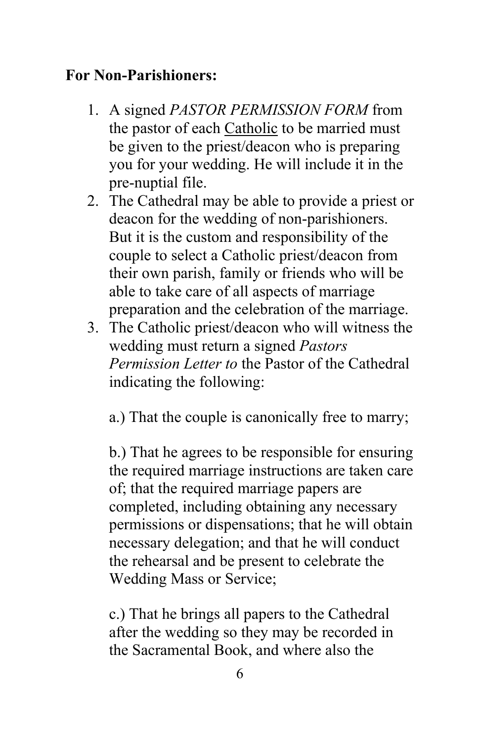**For Non-Parishioners:**

1. A signed *PASTOR PERMISSION FORM* from the pastor of each <u>Catholic</u> to be married must be given to the priest/deacon who is preparing you for your wedding. He will include it in the pre-nuptial file.
2. The Cathedral may be able to provide a priest or deacon for the wedding of non-parishioners. But it is the custom and responsibility of the couple to select a Catholic priest/deacon from their own parish, family or friends who will be able to take care of all aspects of marriage preparation and the celebration of the marriage.
3. The Catholic priest/deacon who will witness the wedding must return a signed *Pastors Permission Letter to* the Pastor of the Cathedral indicating the following:

   a.) That the couple is canonically free to marry;

   b.) That he agrees to be responsible for ensuring the required marriage instructions are taken care of; that the required marriage papers are completed, including obtaining any necessary permissions or dispensations; that he will obtain necessary delegation; and that he will conduct the rehearsal and be present to celebrate the Wedding Mass or Service;

   c.) That he brings all papers to the Cathedral after the wedding so they may be recorded in the Sacramental Book, and where also the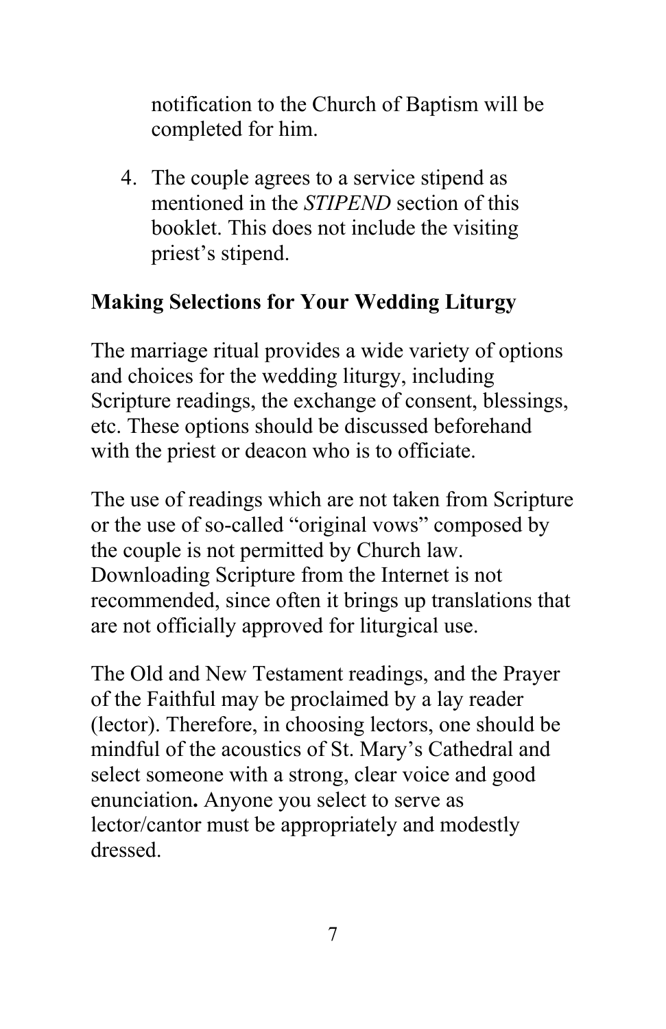notification to the Church of Baptism will be completed for him.

4. The couple agrees to a service stipend as mentioned in the *STIPEND* section of this booklet. This does not include the visiting priest's stipend.

**Making Selections for Your Wedding Liturgy**

The marriage ritual provides a wide variety of options and choices for the wedding liturgy, including Scripture readings, the exchange of consent, blessings, etc. These options should be discussed beforehand with the priest or deacon who is to officiate.

The use of readings which are not taken from Scripture or the use of so-called "original vows" composed by the couple is not permitted by Church law. Downloading Scripture from the Internet is not recommended, since often it brings up translations that are not officially approved for liturgical use.

The Old and New Testament readings, and the Prayer of the Faithful may be proclaimed by a lay reader (lector). Therefore, in choosing lectors, one should be mindful of the acoustics of St. Mary's Cathedral and select someone with a strong, clear voice and good enunciation**.** Anyone you select to serve as lector/cantor must be appropriately and modestly dressed.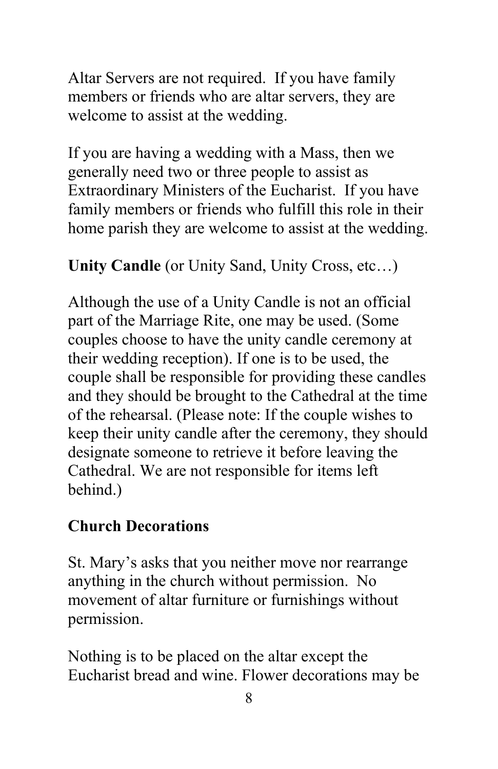Altar Servers are not required. If you have family members or friends who are altar servers, they are welcome to assist at the wedding.

If you are having a wedding with a Mass, then we generally need two or three people to assist as Extraordinary Ministers of the Eucharist. If you have family members or friends who fulfill this role in their home parish they are welcome to assist at the wedding.

**Unity Candle** (or Unity Sand, Unity Cross, etc…)

Although the use of a Unity Candle is not an official part of the Marriage Rite, one may be used. (Some couples choose to have the unity candle ceremony at their wedding reception). If one is to be used, the couple shall be responsible for providing these candles and they should be brought to the Cathedral at the time of the rehearsal. (Please note: If the couple wishes to keep their unity candle after the ceremony, they should designate someone to retrieve it before leaving the Cathedral. We are not responsible for items left behind.)

**Church Decorations**

St. Mary's asks that you neither move nor rearrange anything in the church without permission. No movement of altar furniture or furnishings without permission.

Nothing is to be placed on the altar except the Eucharist bread and wine. Flower decorations may be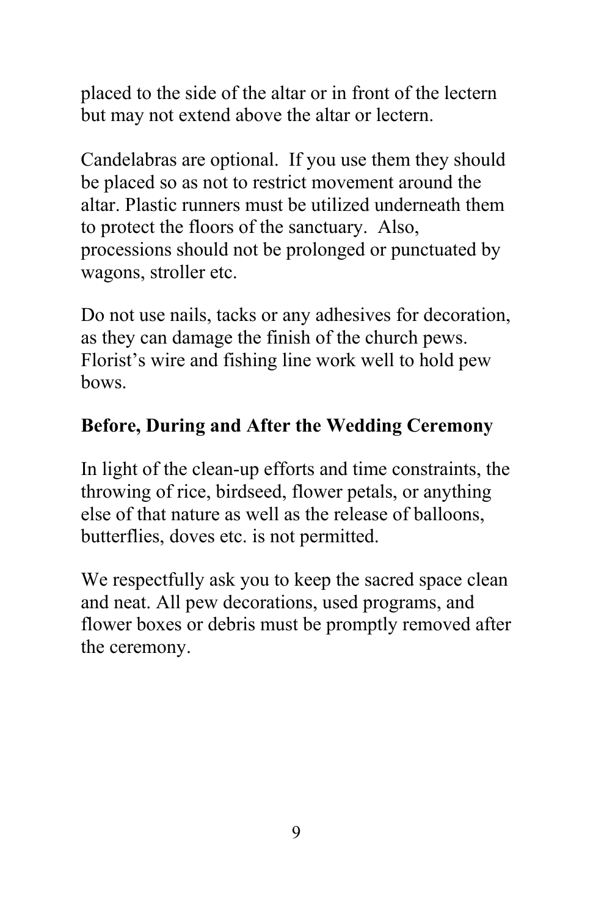placed to the side of the altar or in front of the lectern but may not extend above the altar or lectern.

Candelabras are optional. If you use them they should be placed so as not to restrict movement around the altar. Plastic runners must be utilized underneath them to protect the floors of the sanctuary. Also, processions should not be prolonged or punctuated by wagons, stroller etc.

Do not use nails, tacks or any adhesives for decoration, as they can damage the finish of the church pews. Florist's wire and fishing line work well to hold pew bows.

**Before, During and After the Wedding Ceremony**

In light of the clean-up efforts and time constraints, the throwing of rice, birdseed, flower petals, or anything else of that nature as well as the release of balloons, butterflies, doves etc. is not permitted.

We respectfully ask you to keep the sacred space clean and neat. All pew decorations, used programs, and flower boxes or debris must be promptly removed after the ceremony.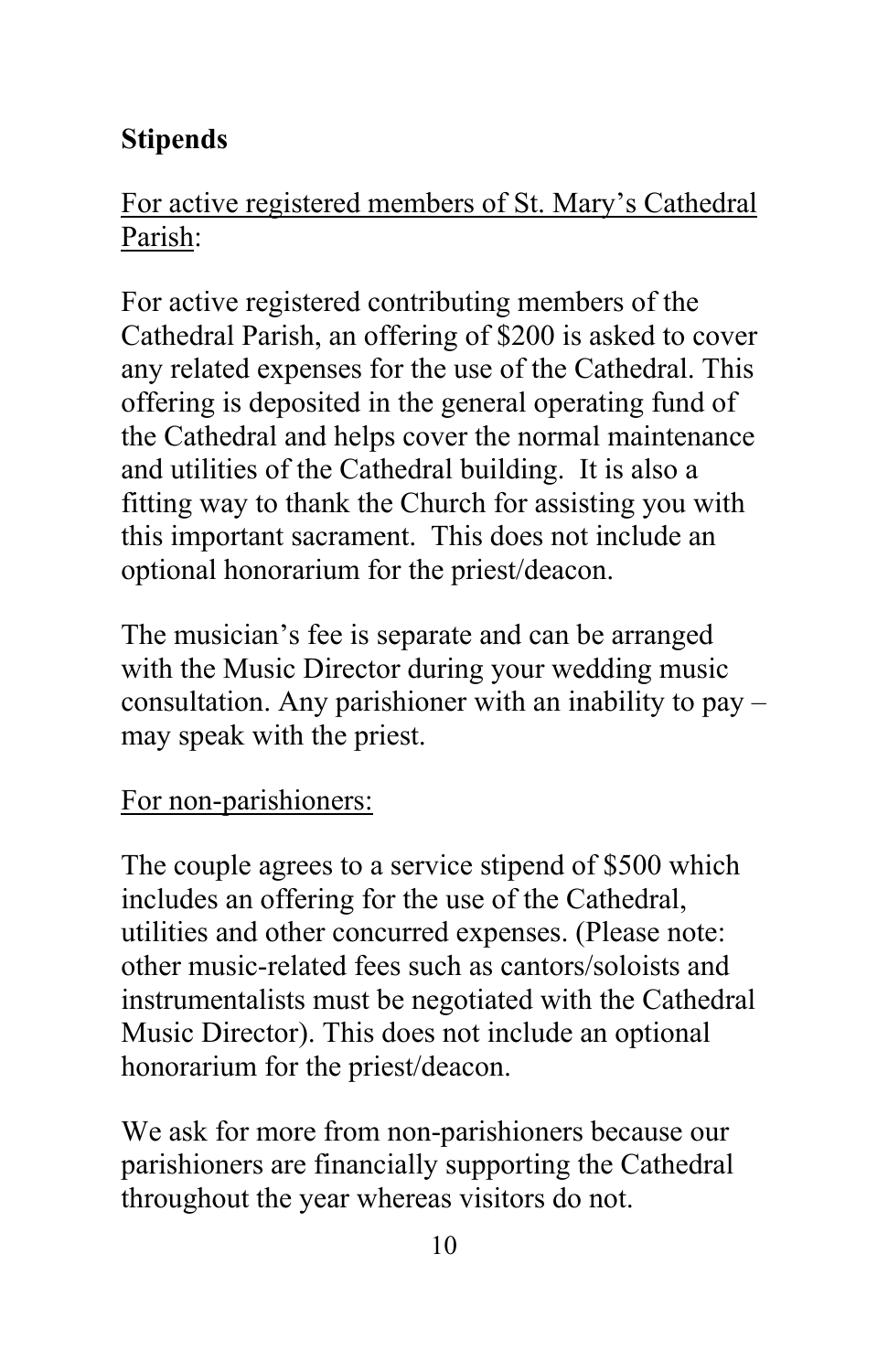**Stipends**

For active registered members of St. Mary's Cathedral Parish:

For active registered contributing members of the Cathedral Parish, an offering of $200 is asked to cover any related expenses for the use of the Cathedral. This offering is deposited in the general operating fund of the Cathedral and helps cover the normal maintenance and utilities of the Cathedral building. It is also a fitting way to thank the Church for assisting you with this important sacrament. This does not include an optional honorarium for the priest/deacon.

The musician's fee is separate and can be arranged with the Music Director during your wedding music consultation. Any parishioner with an inability to pay – may speak with the priest.

For non-parishioners:

The couple agrees to a service stipend of $500 which includes an offering for the use of the Cathedral, utilities and other concurred expenses. (Please note: other music-related fees such as cantors/soloists and instrumentalists must be negotiated with the Cathedral Music Director). This does not include an optional honorarium for the priest/deacon.

We ask for more from non-parishioners because our parishioners are financially supporting the Cathedral throughout the year whereas visitors do not.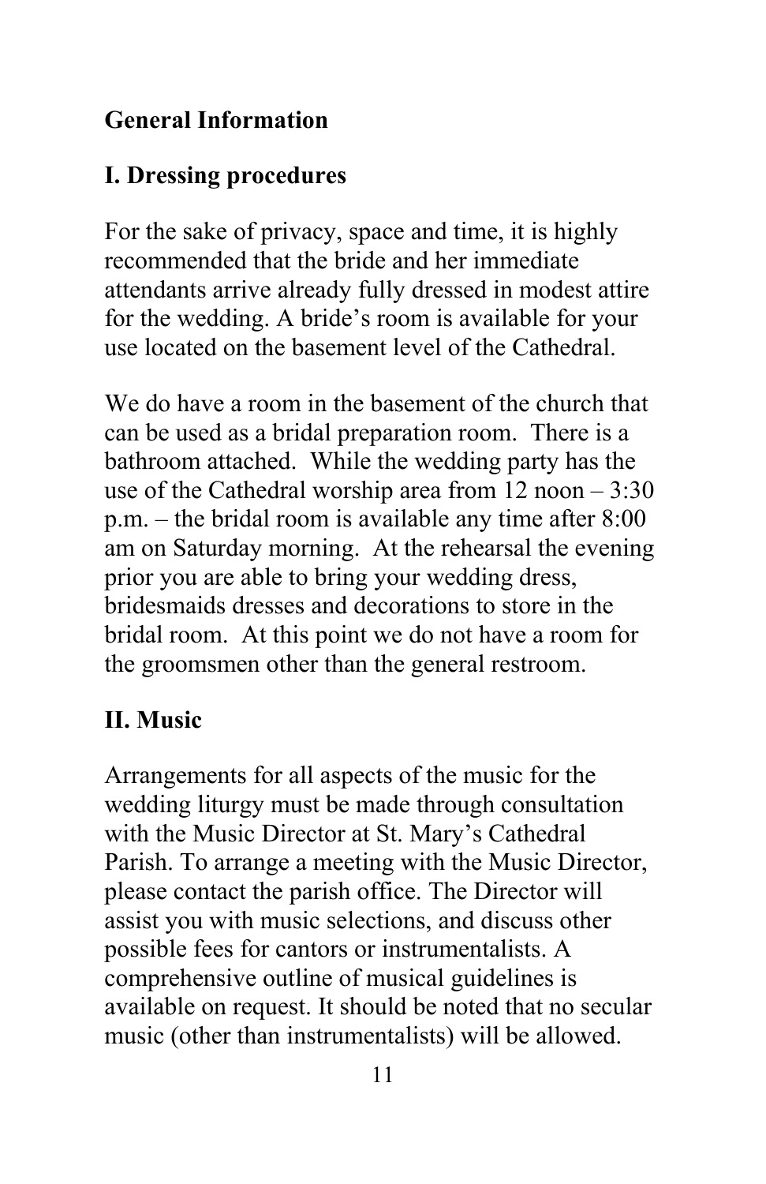## General Information

### I. Dressing procedures

For the sake of privacy, space and time, it is highly recommended that the bride and her immediate attendants arrive already fully dressed in modest attire for the wedding. A bride's room is available for your use located on the basement level of the Cathedral.

We do have a room in the basement of the church that can be used as a bridal preparation room. There is a bathroom attached. While the wedding party has the use of the Cathedral worship area from 12 noon – 3:30 p.m. – the bridal room is available any time after 8:00 am on Saturday morning. At the rehearsal the evening prior you are able to bring your wedding dress, bridesmaids dresses and decorations to store in the bridal room. At this point we do not have a room for the groomsmen other than the general restroom.

### II. Music

Arrangements for all aspects of the music for the wedding liturgy must be made through consultation with the Music Director at St. Mary's Cathedral Parish. To arrange a meeting with the Music Director, please contact the parish office. The Director will assist you with music selections, and discuss other possible fees for cantors or instrumentalists. A comprehensive outline of musical guidelines is available on request. It should be noted that no secular music (other than instrumentalists) will be allowed.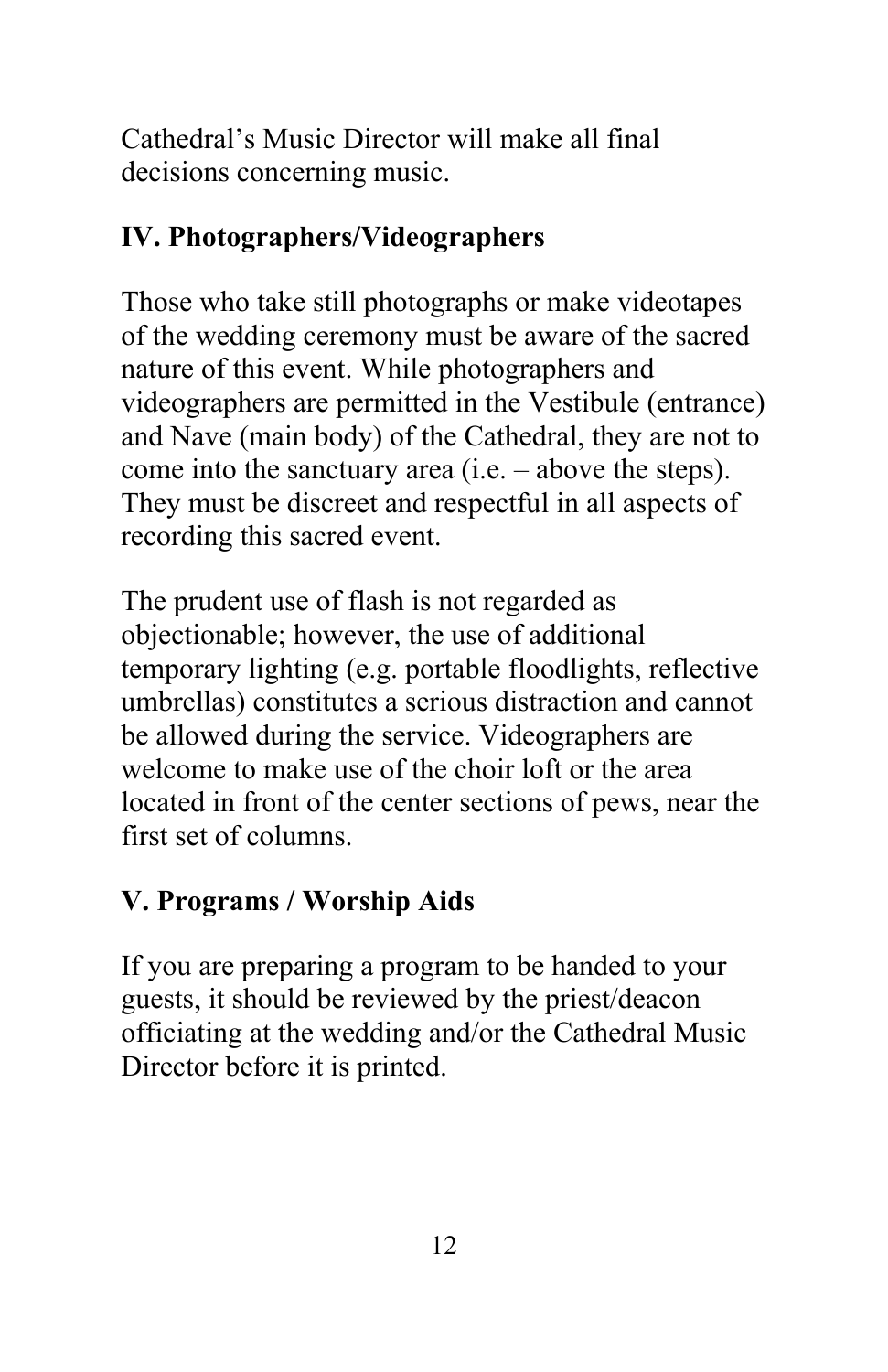Cathedral's Music Director will make all final decisions concerning music.

## IV. Photographers/Videographers

Those who take still photographs or make videotapes of the wedding ceremony must be aware of the sacred nature of this event. While photographers and videographers are permitted in the Vestibule (entrance) and Nave (main body) of the Cathedral, they are not to come into the sanctuary area (i.e. – above the steps). They must be discreet and respectful in all aspects of recording this sacred event.

The prudent use of flash is not regarded as objectionable; however, the use of additional temporary lighting (e.g. portable floodlights, reflective umbrellas) constitutes a serious distraction and cannot be allowed during the service. Videographers are welcome to make use of the choir loft or the area located in front of the center sections of pews, near the first set of columns.

## V. Programs / Worship Aids

If you are preparing a program to be handed to your guests, it should be reviewed by the priest/deacon officiating at the wedding and/or the Cathedral Music Director before it is printed.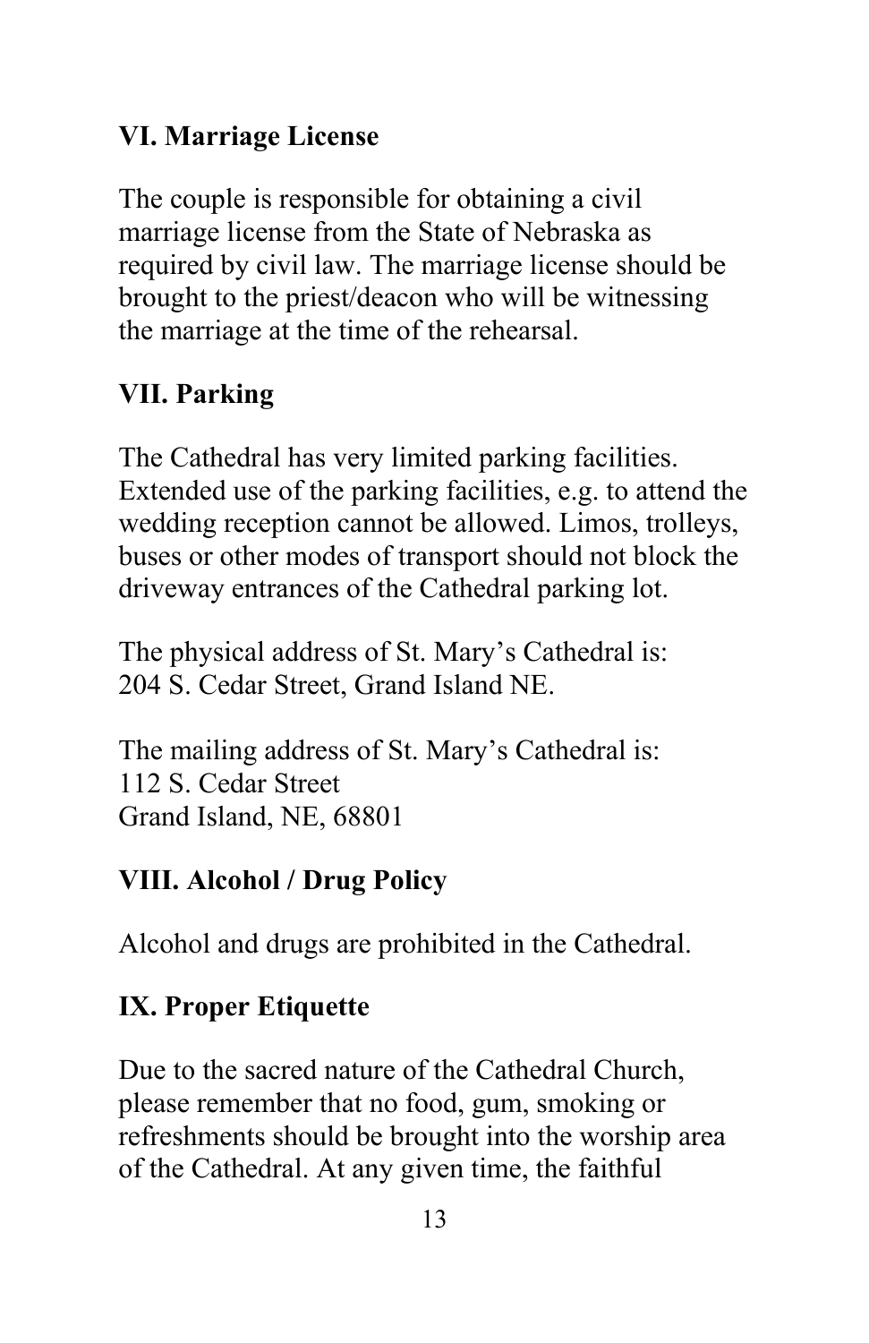## VI. Marriage License

The couple is responsible for obtaining a civil marriage license from the State of Nebraska as required by civil law. The marriage license should be brought to the priest/deacon who will be witnessing the marriage at the time of the rehearsal.

## VII. Parking

The Cathedral has very limited parking facilities. Extended use of the parking facilities, e.g. to attend the wedding reception cannot be allowed. Limos, trolleys, buses or other modes of transport should not block the driveway entrances of the Cathedral parking lot.

The physical address of St. Mary's Cathedral is:
204 S. Cedar Street, Grand Island NE.

The mailing address of St. Mary's Cathedral is:
112 S. Cedar Street
Grand Island, NE, 68801

## VIII. Alcohol / Drug Policy

Alcohol and drugs are prohibited in the Cathedral.

## IX. Proper Etiquette

Due to the sacred nature of the Cathedral Church, please remember that no food, gum, smoking or refreshments should be brought into the worship area of the Cathedral. At any given time, the faithful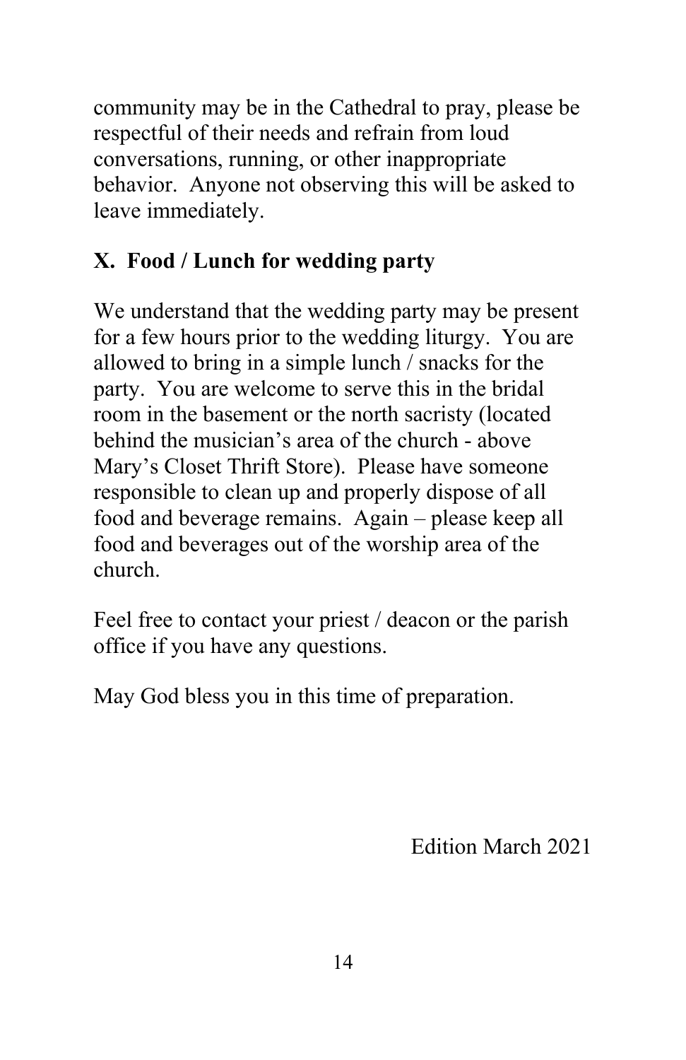community may be in the Cathedral to pray, please be respectful of their needs and refrain from loud conversations, running, or other inappropriate behavior. Anyone not observing this will be asked to leave immediately.

## X. Food / Lunch for wedding party

We understand that the wedding party may be present for a few hours prior to the wedding liturgy. You are allowed to bring in a simple lunch / snacks for the party. You are welcome to serve this in the bridal room in the basement or the north sacristy (located behind the musician's area of the church - above Mary's Closet Thrift Store). Please have someone responsible to clean up and properly dispose of all food and beverage remains. Again – please keep all food and beverages out of the worship area of the church.

Feel free to contact your priest / deacon or the parish office if you have any questions.

May God bless you in this time of preparation.

Edition March 2021